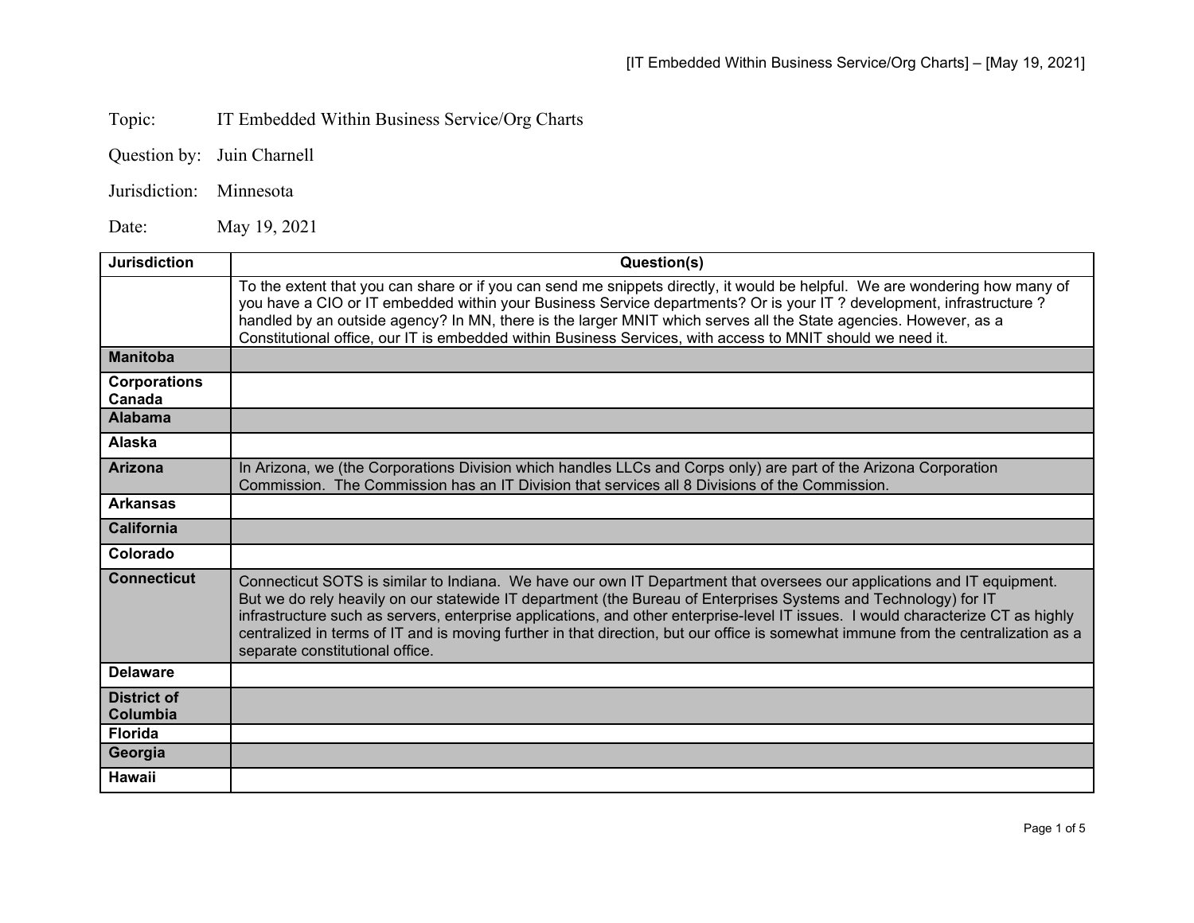Topic: IT Embedded Within Business Service/Org Charts

Question by: Juin Charnell

Jurisdiction: Minnesota

Date: May 19, 2021

| Jurisdiction | Question(s) |
| --- | --- |
| | To the extent that you can share or if you can send me snippets directly, it would be helpful. We are wondering how many of you have a CIO or IT embedded within your Business Service departments? Or is your IT ? development, infrastructure ? handled by an outside agency? In MN, there is the larger MNIT which serves all the State agencies. However, as a Constitutional office, our IT is embedded within Business Services, with access to MNIT should we need it. |
| **Manitoba** | |
| **Corporations Canada** | |
| **Alabama** | |
| **Alaska** | |
| **Arizona** | In Arizona, we (the Corporations Division which handles LLCs and Corps only) are part of the Arizona Corporation Commission. The Commission has an IT Division that services all 8 Divisions of the Commission. |
| **Arkansas** | |
| **California** | |
| **Colorado** | |
| **Connecticut** | Connecticut SOTS is similar to Indiana. We have our own IT Department that oversees our applications and IT equipment. But we do rely heavily on our statewide IT department (the Bureau of Enterprises Systems and Technology) for IT infrastructure such as servers, enterprise applications, and other enterprise-level IT issues. I would characterize CT as highly centralized in terms of IT and is moving further in that direction, but our office is somewhat immune from the centralization as a separate constitutional office. |
| **Delaware** | |
| **District of Columbia** | |
| **Florida** | |
| **Georgia** | |
| **Hawaii** | |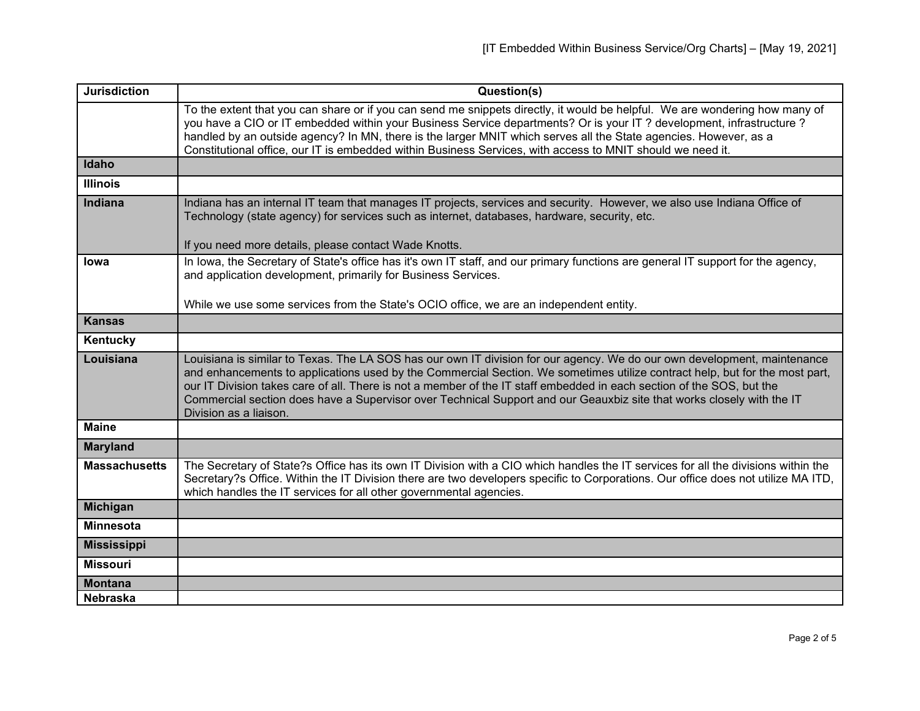| Jurisdiction | Question(s) |
| --- | --- |
| | To the extent that you can share or if you can send me snippets directly, it would be helpful. We are wondering how many of you have a CIO or IT embedded within your Business Service departments? Or is your IT ? development, infrastructure ? handled by an outside agency? In MN, there is the larger MNIT which serves all the State agencies. However, as a Constitutional office, our IT is embedded within Business Services, with access to MNIT should we need it. |
| **Idaho** | |
| **Illinois** | |
| **Indiana** | Indiana has an internal IT team that manages IT projects, services and security. However, we also use Indiana Office of Technology (state agency) for services such as internet, databases, hardware, security, etc.<br><br>If you need more details, please contact Wade Knotts. |
| **Iowa** | In Iowa, the Secretary of State's office has it's own IT staff, and our primary functions are general IT support for the agency, and application development, primarily for Business Services.<br><br>While we use some services from the State's OCIO office, we are an independent entity. |
| **Kansas** | |
| **Kentucky** | |
| **Louisiana** | Louisiana is similar to Texas. The LA SOS has our own IT division for our agency. We do our own development, maintenance and enhancements to applications used by the Commercial Section. We sometimes utilize contract help, but for the most part, our IT Division takes care of all. There is not a member of the IT staff embedded in each section of the SOS, but the Commercial section does have a Supervisor over Technical Support and our Geauxbiz site that works closely with the IT Division as a liaison. |
| **Maine** | |
| **Maryland** | |
| **Massachusetts** | The Secretary of State?s Office has its own IT Division with a CIO which handles the IT services for all the divisions within the Secretary?s Office. Within the IT Division there are two developers specific to Corporations. Our office does not utilize MA ITD, which handles the IT services for all other governmental agencies. |
| **Michigan** | |
| **Minnesota** | |
| **Mississippi** | |
| **Missouri** | |
| **Montana** | |
| **Nebraska** | |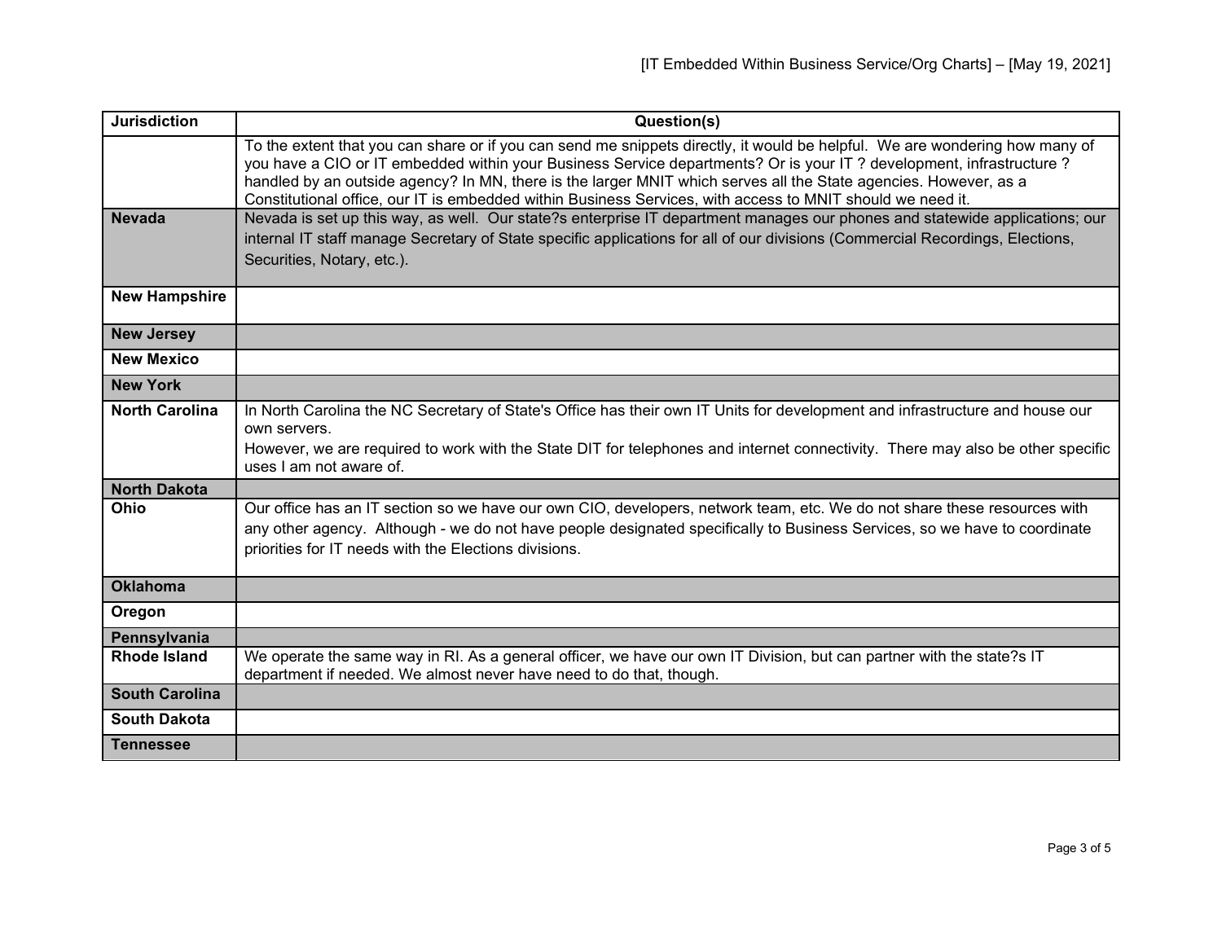| Jurisdiction | Question(s) |
|---|---|
| | To the extent that you can share or if you can send me snippets directly, it would be helpful. We are wondering how many of you have a CIO or IT embedded within your Business Service departments? Or is your IT ? development, infrastructure ? handled by an outside agency? In MN, there is the larger MNIT which serves all the State agencies. However, as a Constitutional office, our IT is embedded within Business Services, with access to MNIT should we need it. |
| **Nevada** | Nevada is set up this way, as well. Our state?s enterprise IT department manages our phones and statewide applications; our internal IT staff manage Secretary of State specific applications for all of our divisions (Commercial Recordings, Elections, Securities, Notary, etc.). |
| **New Hampshire** | |
| **New Jersey** | |
| **New Mexico** | |
| **New York** | |
| **North Carolina** | In North Carolina the NC Secretary of State's Office has their own IT Units for development and infrastructure and house our own servers.<br>However, we are required to work with the State DIT for telephones and internet connectivity. There may also be other specific uses I am not aware of. |
| **North Dakota** | |
| **Ohio** | Our office has an IT section so we have our own CIO, developers, network team, etc. We do not share these resources with any other agency. Although - we do not have people designated specifically to Business Services, so we have to coordinate priorities for IT needs with the Elections divisions. |
| **Oklahoma** | |
| **Oregon** | |
| **Pennsylvania** | |
| **Rhode Island** | We operate the same way in RI. As a general officer, we have our own IT Division, but can partner with the state?s IT department if needed. We almost never have need to do that, though. |
| **South Carolina** | |
| **South Dakota** | |
| **Tennessee** | |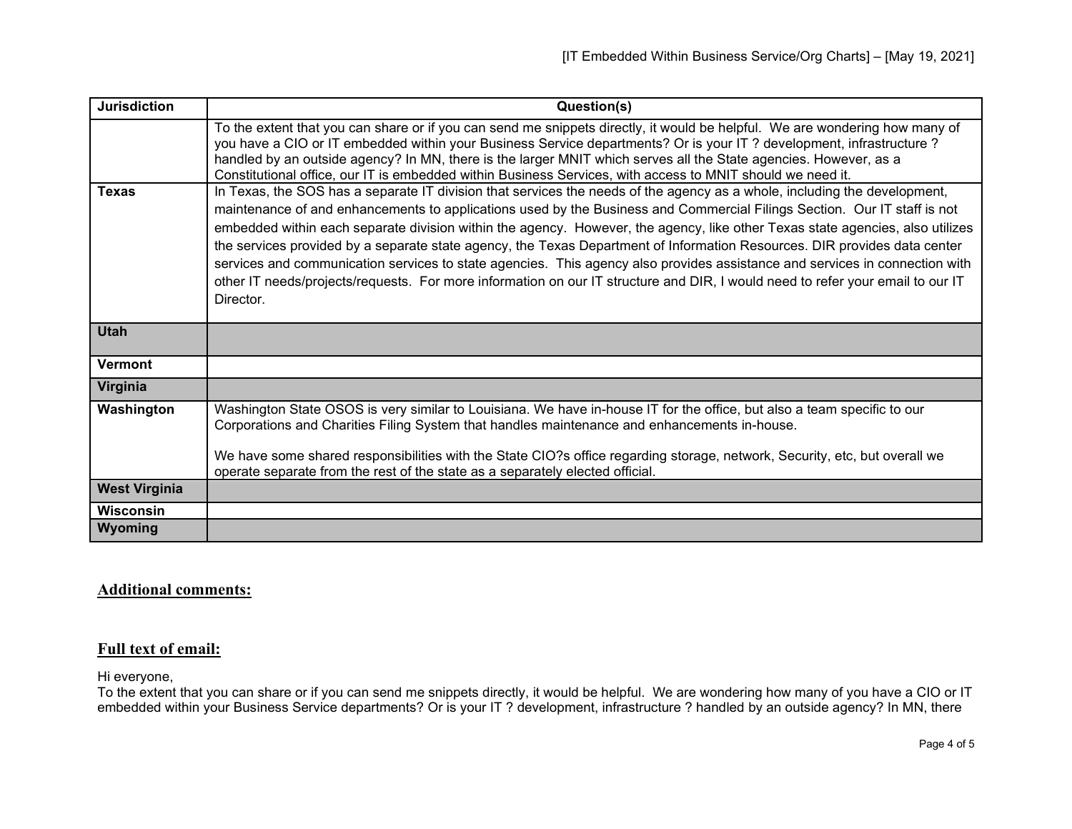| Jurisdiction | Question(s) |
|---|---|
| | To the extent that you can share or if you can send me snippets directly, it would be helpful. We are wondering how many of you have a CIO or IT embedded within your Business Service departments? Or is your IT ? development, infrastructure ? handled by an outside agency? In MN, there is the larger MNIT which serves all the State agencies. However, as a Constitutional office, our IT is embedded within Business Services, with access to MNIT should we need it. |
| **Texas** | In Texas, the SOS has a separate IT division that services the needs of the agency as a whole, including the development, maintenance of and enhancements to applications used by the Business and Commercial Filings Section. Our IT staff is not embedded within each separate division within the agency. However, the agency, like other Texas state agencies, also utilizes the services provided by a separate state agency, the Texas Department of Information Resources. DIR provides data center services and communication services to state agencies. This agency also provides assistance and services in connection with other IT needs/projects/requests. For more information on our IT structure and DIR, I would need to refer your email to our IT Director. |
| **Utah** | |
| **Vermont** | |
| **Virginia** | |
| **Washington** | Washington State OSOS is very similar to Louisiana. We have in-house IT for the office, but also a team specific to our Corporations and Charities Filing System that handles maintenance and enhancements in-house.<br><br>We have some shared responsibilities with the State CIO?s office regarding storage, network, Security, etc, but overall we operate separate from the rest of the state as a separately elected official. |
| **West Virginia** | |
| **Wisconsin** | |
| **Wyoming** | |

## Additional comments:

## Full text of email:

Hi everyone,

To the extent that you can share or if you can send me snippets directly, it would be helpful. We are wondering how many of you have a CIO or IT embedded within your Business Service departments? Or is your IT ? development, infrastructure ? handled by an outside agency? In MN, there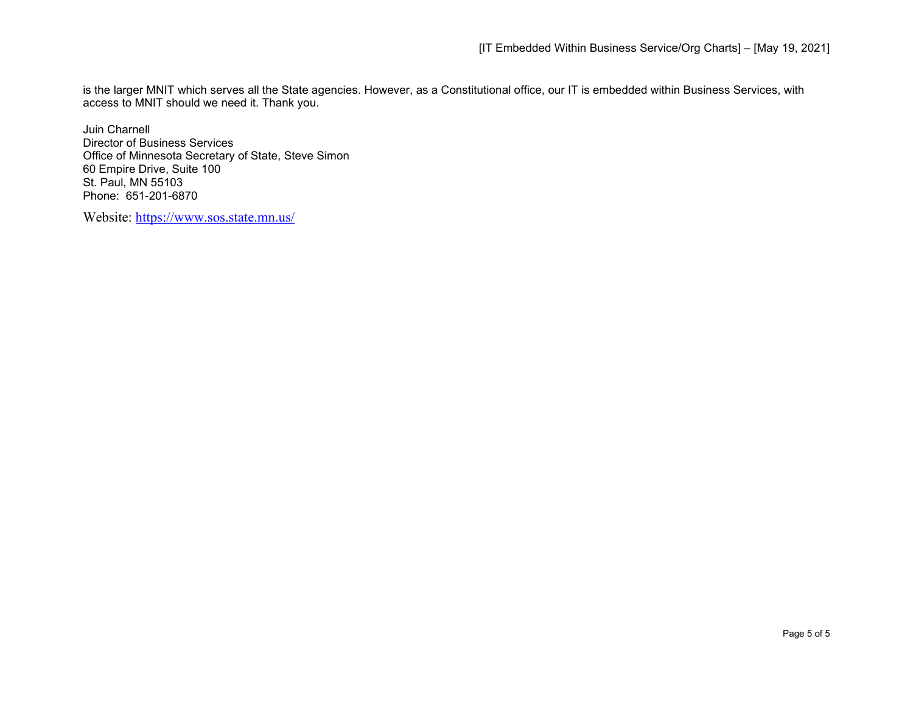is the larger MNIT which serves all the State agencies. However, as a Constitutional office, our IT is embedded within Business Services, with access to MNIT should we need it. Thank you.

Juin Charnell
Director of Business Services
Office of Minnesota Secretary of State, Steve Simon
60 Empire Drive, Suite 100
St. Paul, MN 55103
Phone: 651-201-6870

Website: https://www.sos.state.mn.us/